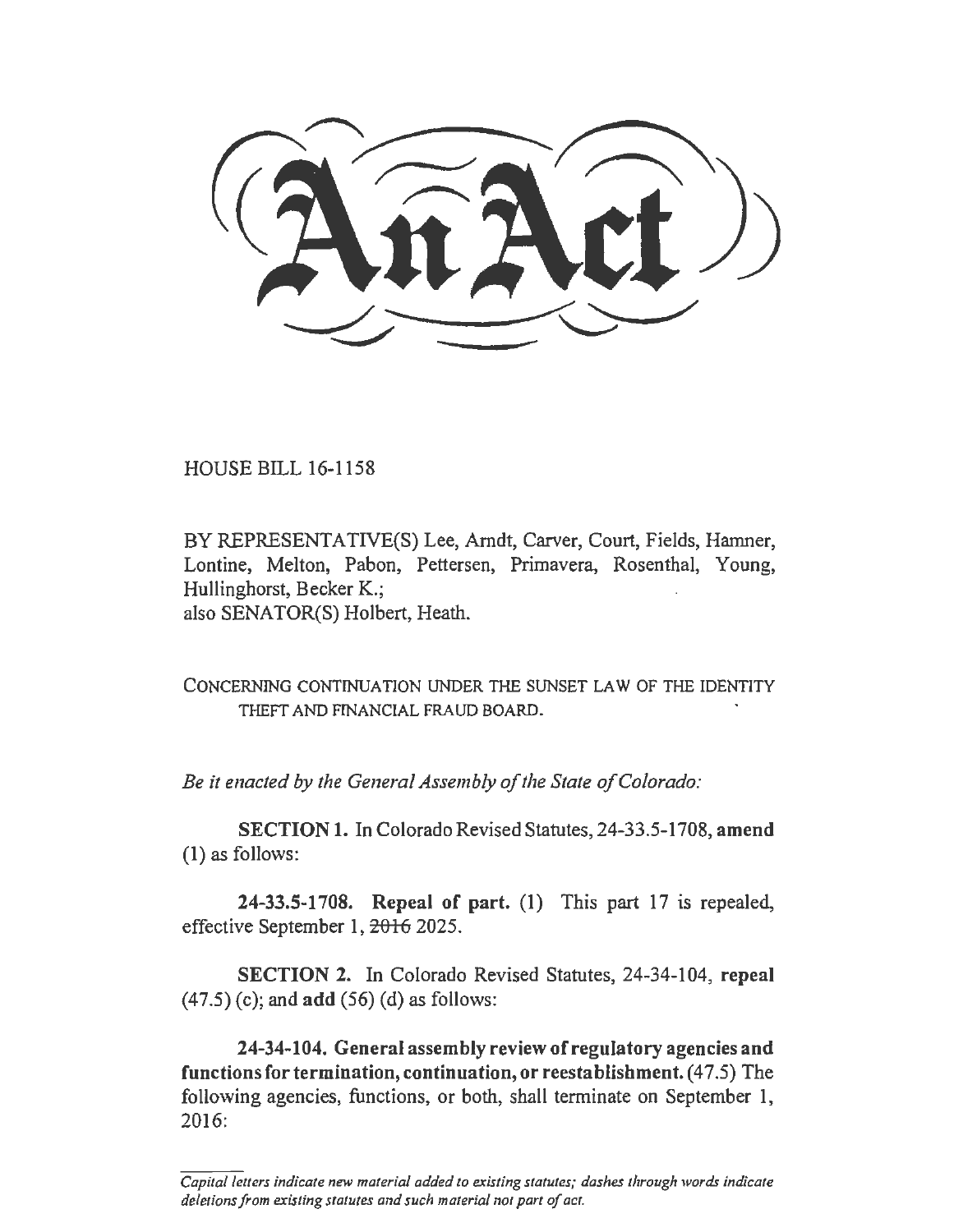# An Act

HOUSE BILL 16-1158

BY REPRESENTATIVE(S) Lee, Arndt, Carver, Court, Fields, Hamner, Lontine, Melton, Pabon, Pettersen, Primavera, Rosenthal, Young, Hullinghorst, Becker K.;
also SENATOR(S) Holbert, Heath.

CONCERNING CONTINUATION UNDER THE SUNSET LAW OF THE IDENTITY THEFT AND FINANCIAL FRAUD BOARD.

*Be it enacted by the General Assembly of the State of Colorado:*

**SECTION 1.** In Colorado Revised Statutes, 24-33.5-1708, **amend** (1) as follows:

**24-33.5-1708. Repeal of part.** (1) This part 17 is repealed, effective September 1, ~~2016~~ 2025.

**SECTION 2.** In Colorado Revised Statutes, 24-34-104, **repeal** (47.5) (c); and **add** (56) (d) as follows:

**24-34-104. General assembly review of regulatory agencies and functions for termination, continuation, or reestablishment.** (47.5) The following agencies, functions, or both, shall terminate on September 1, 2016:

---

*Capital letters indicate new material added to existing statutes; dashes through words indicate deletions from existing statutes and such material not part of act.*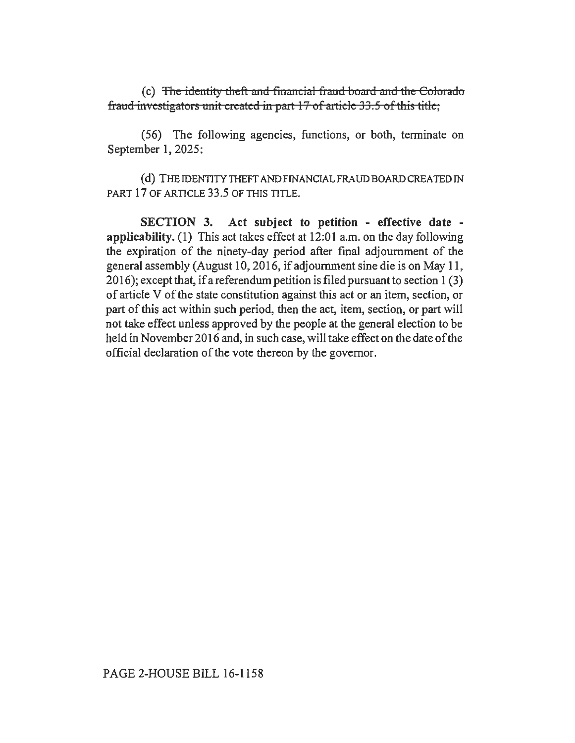(c) ~~The identity theft and financial fraud board and the Colorado fraud investigators unit created in part 17 of article 33.5 of this title;~~

(56) The following agencies, functions, or both, terminate on September 1, 2025:

(d) THE IDENTITY THEFT AND FINANCIAL FRAUD BOARD CREATED IN PART 17 OF ARTICLE 33.5 OF THIS TITLE.

**SECTION 3. Act subject to petition - effective date - applicability.** (1) This act takes effect at 12:01 a.m. on the day following the expiration of the ninety-day period after final adjournment of the general assembly (August 10, 2016, if adjournment sine die is on May 11, 2016); except that, if a referendum petition is filed pursuant to section 1 (3) of article V of the state constitution against this act or an item, section, or part of this act within such period, then the act, item, section, or part will not take effect unless approved by the people at the general election to be held in November 2016 and, in such case, will take effect on the date of the official declaration of the vote thereon by the governor.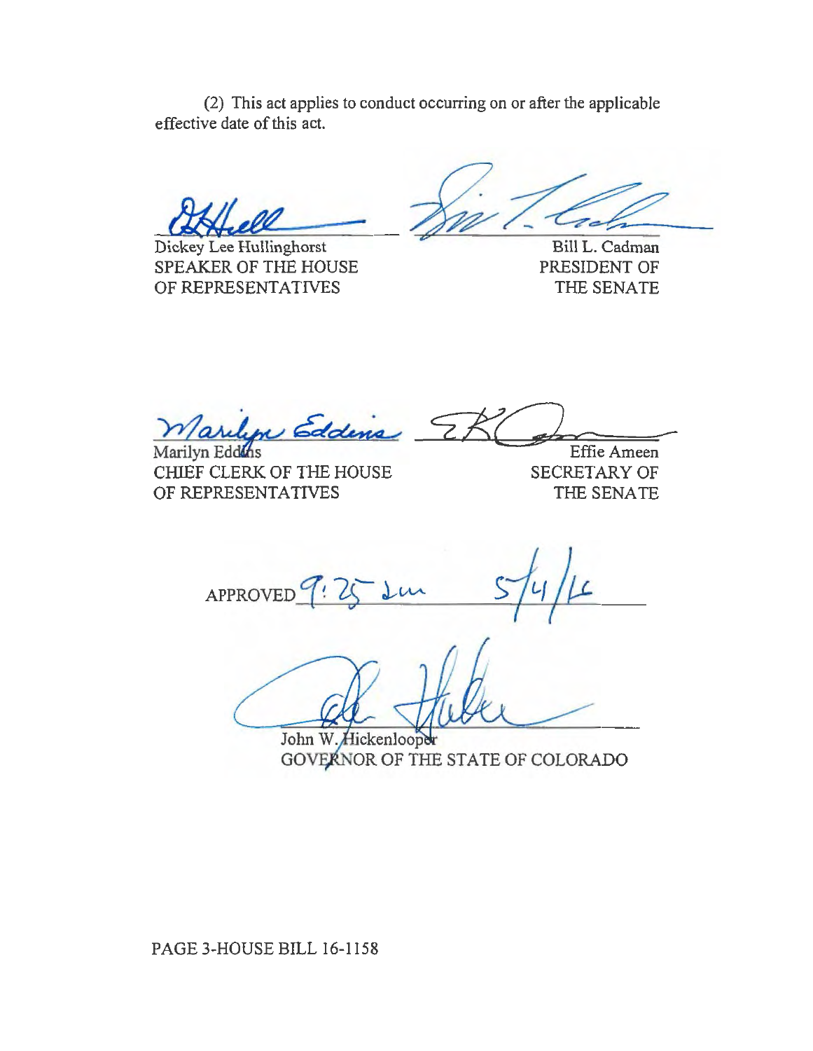(2) This act applies to conduct occurring on or after the applicable effective date of this act.

| | |
|---|---|
| Dickey Lee Hullinghorst<br>SPEAKER OF THE HOUSE<br>OF REPRESENTATIVES | Bill L. Cadman<br>PRESIDENT OF<br>THE SENATE |
| Marilyn Eddins<br>CHIEF CLERK OF THE HOUSE<br>OF REPRESENTATIVES | Effie Ameen<br>SECRETARY OF<br>THE SENATE |

APPROVED 9:25 am 5/4/16

John W. Hickenlooper
GOVERNOR OF THE STATE OF COLORADO

PAGE 3-HOUSE BILL 16-1158